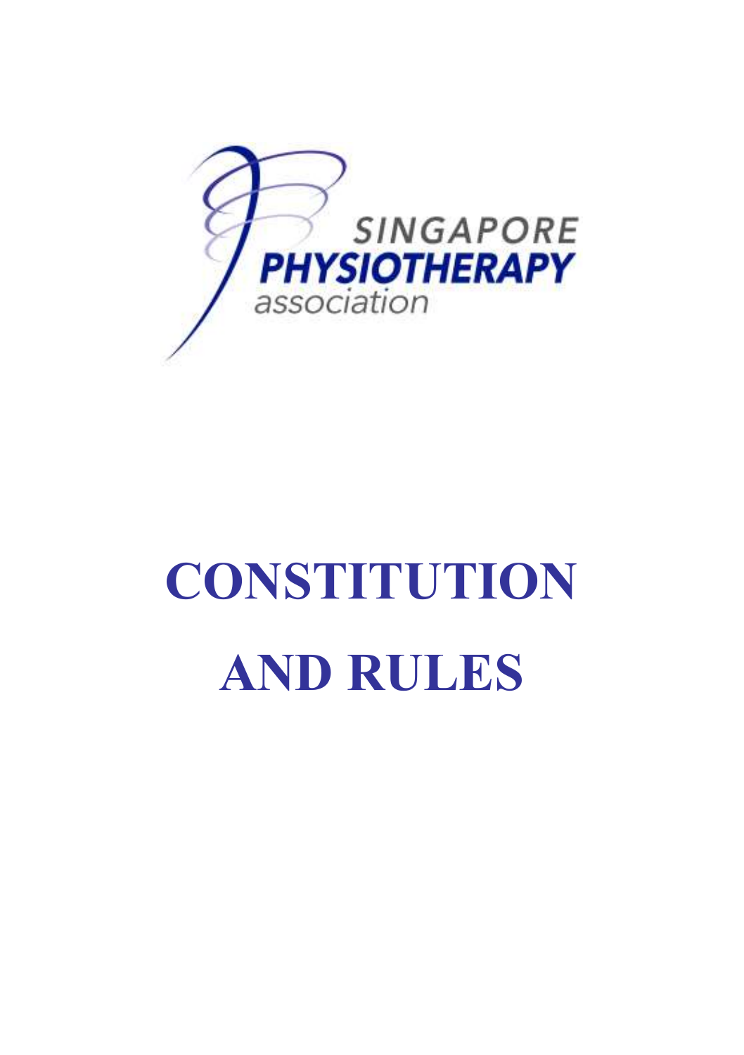SINGAPORE
PHYSIOTHERAPY
association

# CONSTITUTION AND RULES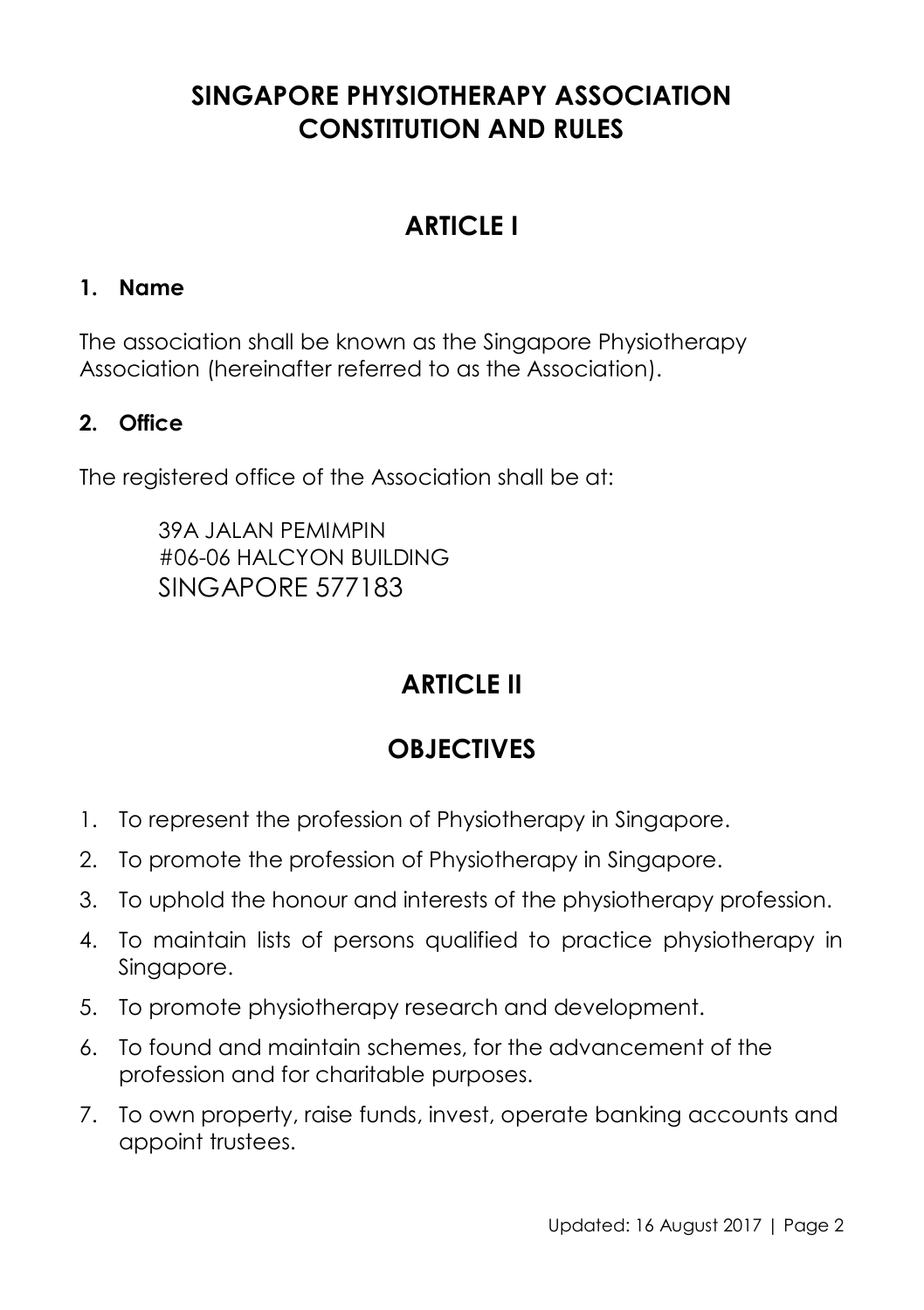# SINGAPORE PHYSIOTHERAPY ASSOCIATION CONSTITUTION AND RULES

## ARTICLE I

### 1. Name

The association shall be known as the Singapore Physiotherapy Association (hereinafter referred to as the Association).

### 2. Office

The registered office of the Association shall be at:

39A JALAN PEMIMPIN
#06-06 HALCYON BUILDING
SINGAPORE 577183

## ARTICLE II

## OBJECTIVES

1. To represent the profession of Physiotherapy in Singapore.
2. To promote the profession of Physiotherapy in Singapore.
3. To uphold the honour and interests of the physiotherapy profession.
4. To maintain lists of persons qualified to practice physiotherapy in Singapore.
5. To promote physiotherapy research and development.
6. To found and maintain schemes, for the advancement of the profession and for charitable purposes.
7. To own property, raise funds, invest, operate banking accounts and appoint trustees.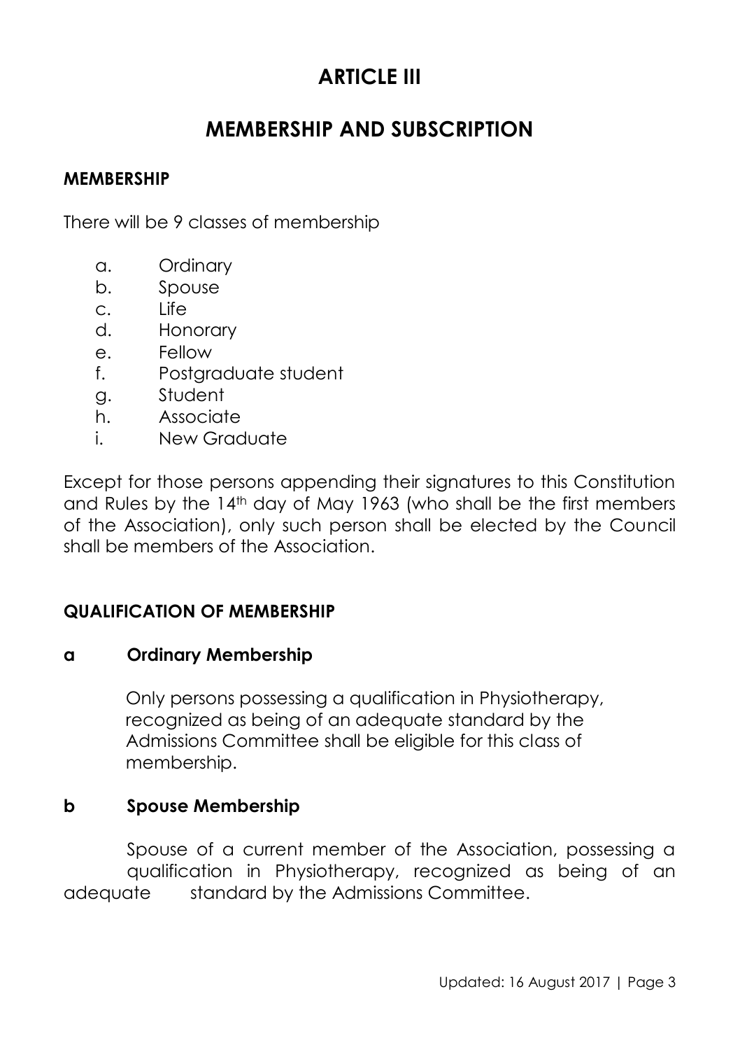# ARTICLE III

## MEMBERSHIP AND SUBSCRIPTION

### MEMBERSHIP

There will be 9 classes of membership

a. Ordinary
b. Spouse
c. Life
d. Honorary
e. Fellow
f. Postgraduate student
g. Student
h. Associate
i. New Graduate

Except for those persons appending their signatures to this Constitution and Rules by the 14th day of May 1963 (who shall be the first members of the Association), only such person shall be elected by the Council shall be members of the Association.

### QUALIFICATION OF MEMBERSHIP

**a Ordinary Membership**

Only persons possessing a qualification in Physiotherapy, recognized as being of an adequate standard by the Admissions Committee shall be eligible for this class of membership.

**b Spouse Membership**

Spouse of a current member of the Association, possessing a qualification in Physiotherapy, recognized as being of an adequate standard by the Admissions Committee.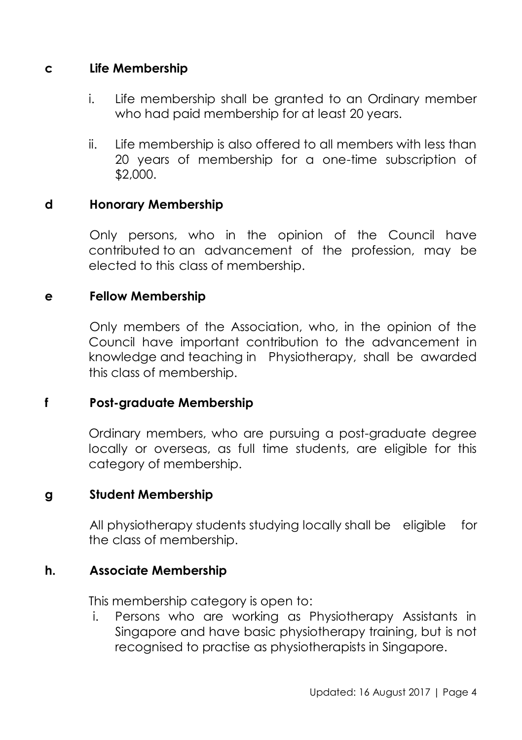**c Life Membership**

i. Life membership shall be granted to an Ordinary member who had paid membership for at least 20 years.

ii. Life membership is also offered to all members with less than 20 years of membership for a one-time subscription of $2,000.

**d Honorary Membership**

Only persons, who in the opinion of the Council have contributed to an advancement of the profession, may be elected to this class of membership.

**e Fellow Membership**

Only members of the Association, who, in the opinion of the Council have important contribution to the advancement in knowledge and teaching in Physiotherapy, shall be awarded this class of membership.

**f Post-graduate Membership**

Ordinary members, who are pursuing a post-graduate degree locally or overseas, as full time students, are eligible for this category of membership.

**g Student Membership**

All physiotherapy students studying locally shall be eligible for the class of membership.

**h. Associate Membership**

This membership category is open to:

i. Persons who are working as Physiotherapy Assistants in Singapore and have basic physiotherapy training, but is not recognised to practise as physiotherapists in Singapore.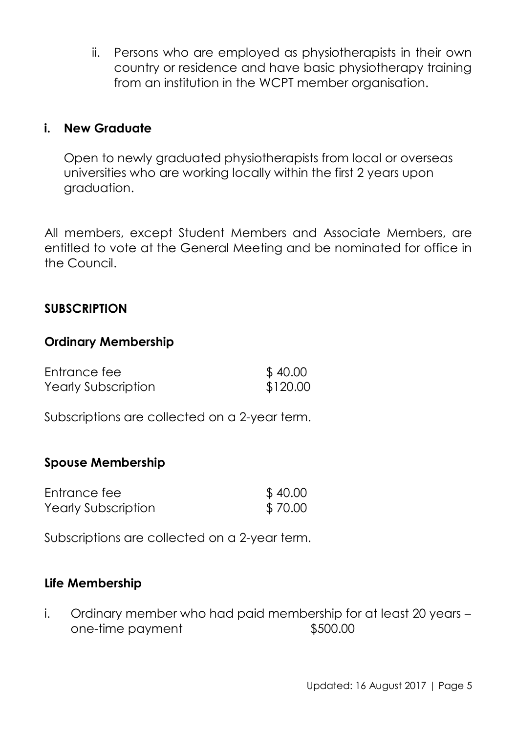ii. Persons who are employed as physiotherapists in their own country or residence and have basic physiotherapy training from an institution in the WCPT member organisation.

**i. New Graduate**

Open to newly graduated physiotherapists from local or overseas universities who are working locally within the first 2 years upon graduation.

All members, except Student Members and Associate Members, are entitled to vote at the General Meeting and be nominated for office in the Council.

**SUBSCRIPTION**

**Ordinary Membership**

| | |
|---|---|
| Entrance fee | $ 40.00 |
| Yearly Subscription | $120.00 |

Subscriptions are collected on a 2-year term.

**Spouse Membership**

| | |
|---|---|
| Entrance fee | $ 40.00 |
| Yearly Subscription | $ 70.00 |

Subscriptions are collected on a 2-year term.

**Life Membership**

i. Ordinary member who had paid membership for at least 20 years – one-time payment $500.00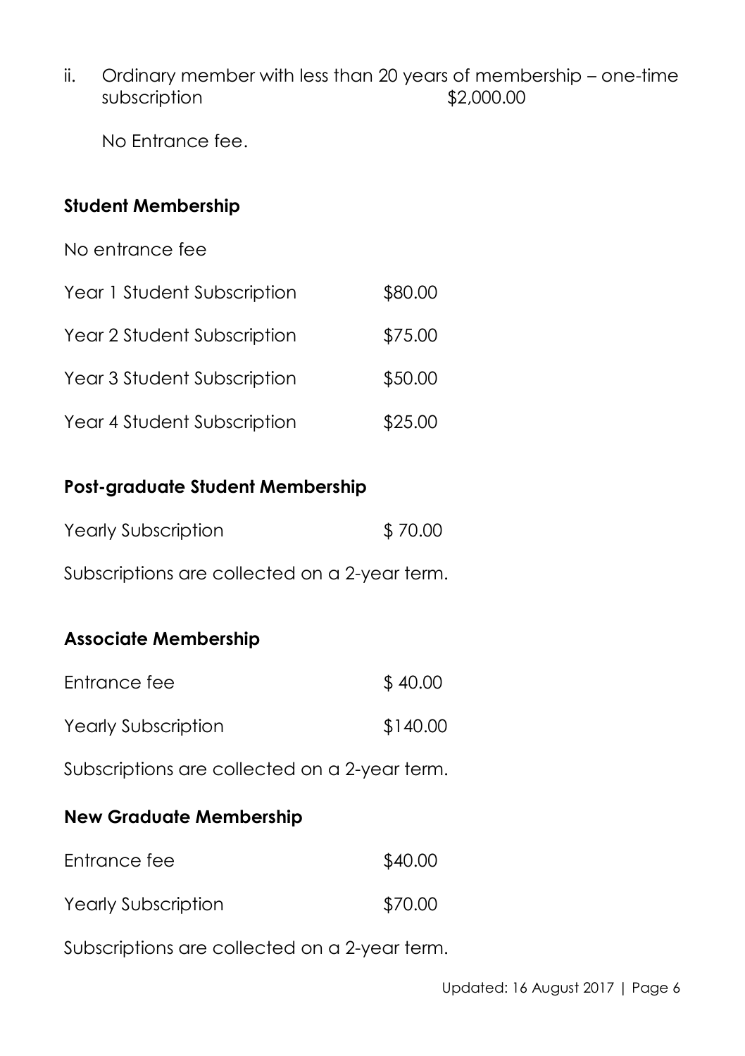ii. Ordinary member with less than 20 years of membership – one-time subscription $2,000.00

No Entrance fee.

**Student Membership**

No entrance fee

| | |
|---|---|
| Year 1 Student Subscription | $80.00 |
| Year 2 Student Subscription | $75.00 |
| Year 3 Student Subscription | $50.00 |
| Year 4 Student Subscription | $25.00 |

**Post-graduate Student Membership**

| | |
|---|---|
| Yearly Subscription | $ 70.00 |

Subscriptions are collected on a 2-year term.

**Associate Membership**

| | |
|---|---|
| Entrance fee | $ 40.00 |
| Yearly Subscription | $140.00 |

Subscriptions are collected on a 2-year term.

**New Graduate Membership**

| | |
|---|---|
| Entrance fee | $40.00 |
| Yearly Subscription | $70.00 |

Subscriptions are collected on a 2-year term.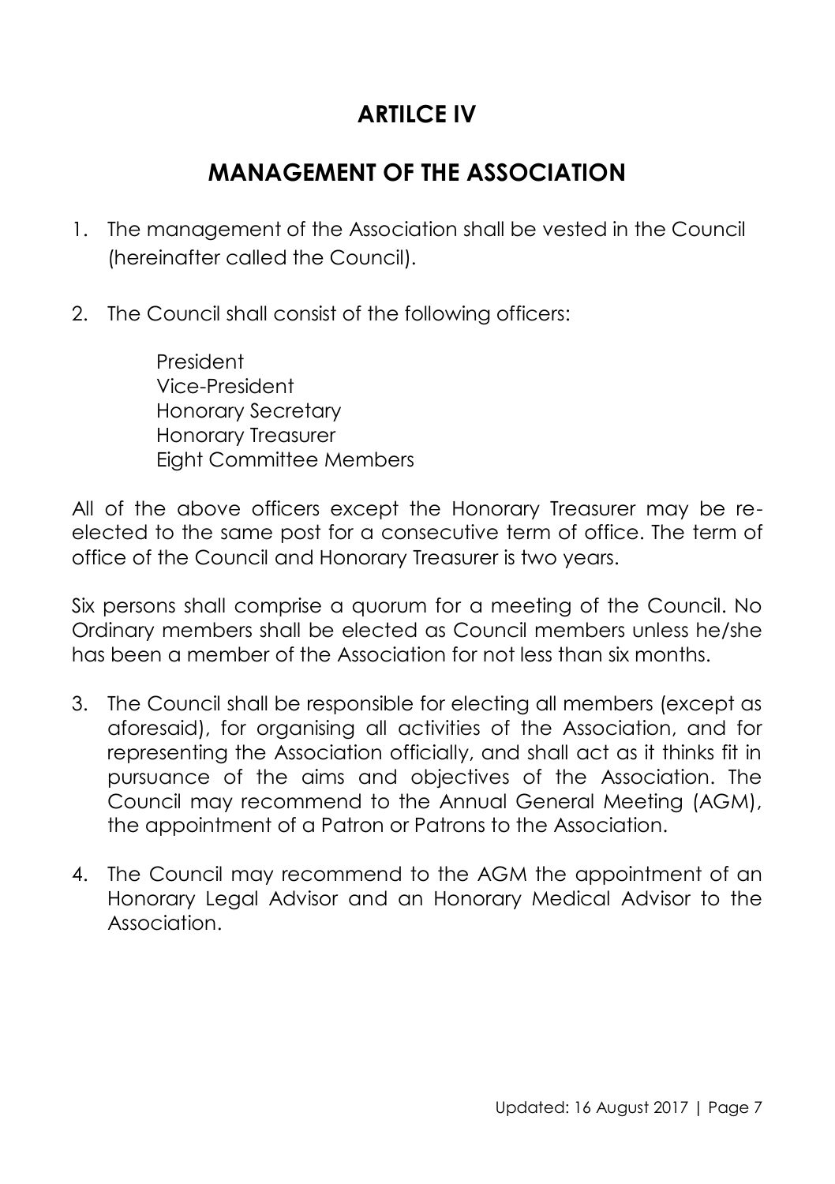# ARTILCE IV

# MANAGEMENT OF THE ASSOCIATION

1. The management of the Association shall be vested in the Council (hereinafter called the Council).

2. The Council shall consist of the following officers:

   President
   Vice-President
   Honorary Secretary
   Honorary Treasurer
   Eight Committee Members

All of the above officers except the Honorary Treasurer may be re-elected to the same post for a consecutive term of office. The term of office of the Council and Honorary Treasurer is two years.

Six persons shall comprise a quorum for a meeting of the Council. No Ordinary members shall be elected as Council members unless he/she has been a member of the Association for not less than six months.

3. The Council shall be responsible for electing all members (except as aforesaid), for organising all activities of the Association, and for representing the Association officially, and shall act as it thinks fit in pursuance of the aims and objectives of the Association. The Council may recommend to the Annual General Meeting (AGM), the appointment of a Patron or Patrons to the Association.

4. The Council may recommend to the AGM the appointment of an Honorary Legal Advisor and an Honorary Medical Advisor to the Association.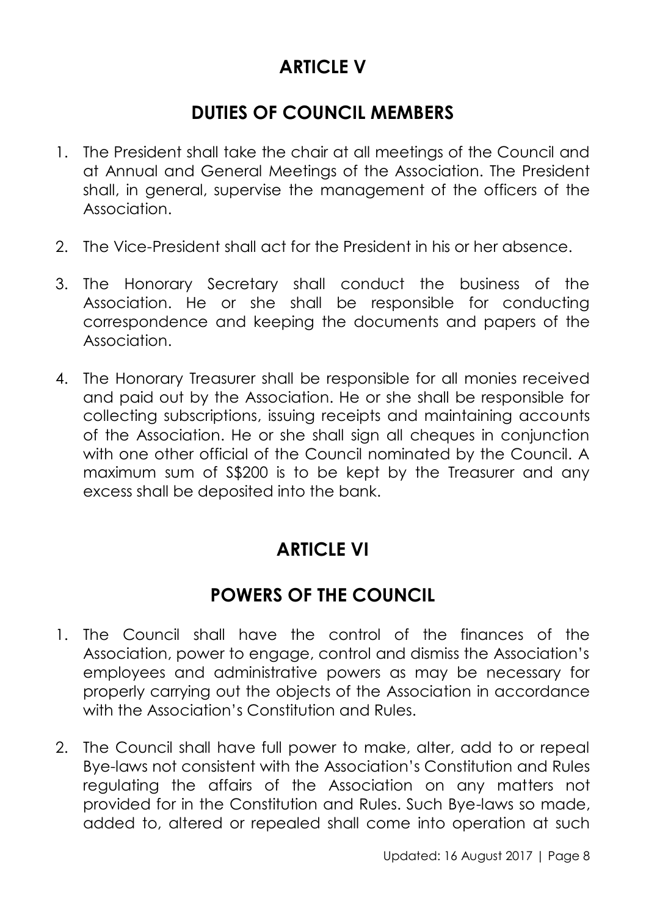# ARTICLE V

## DUTIES OF COUNCIL MEMBERS

1. The President shall take the chair at all meetings of the Council and at Annual and General Meetings of the Association. The President shall, in general, supervise the management of the officers of the Association.

2. The Vice-President shall act for the President in his or her absence.

3. The Honorary Secretary shall conduct the business of the Association. He or she shall be responsible for conducting correspondence and keeping the documents and papers of the Association.

4. The Honorary Treasurer shall be responsible for all monies received and paid out by the Association. He or she shall be responsible for collecting subscriptions, issuing receipts and maintaining accounts of the Association. He or she shall sign all cheques in conjunction with one other official of the Council nominated by the Council. A maximum sum of S$200 is to be kept by the Treasurer and any excess shall be deposited into the bank.

# ARTICLE VI

## POWERS OF THE COUNCIL

1. The Council shall have the control of the finances of the Association, power to engage, control and dismiss the Association's employees and administrative powers as may be necessary for properly carrying out the objects of the Association in accordance with the Association's Constitution and Rules.

2. The Council shall have full power to make, alter, add to or repeal Bye-laws not consistent with the Association's Constitution and Rules regulating the affairs of the Association on any matters not provided for in the Constitution and Rules. Such Bye-laws so made, added to, altered or repealed shall come into operation at such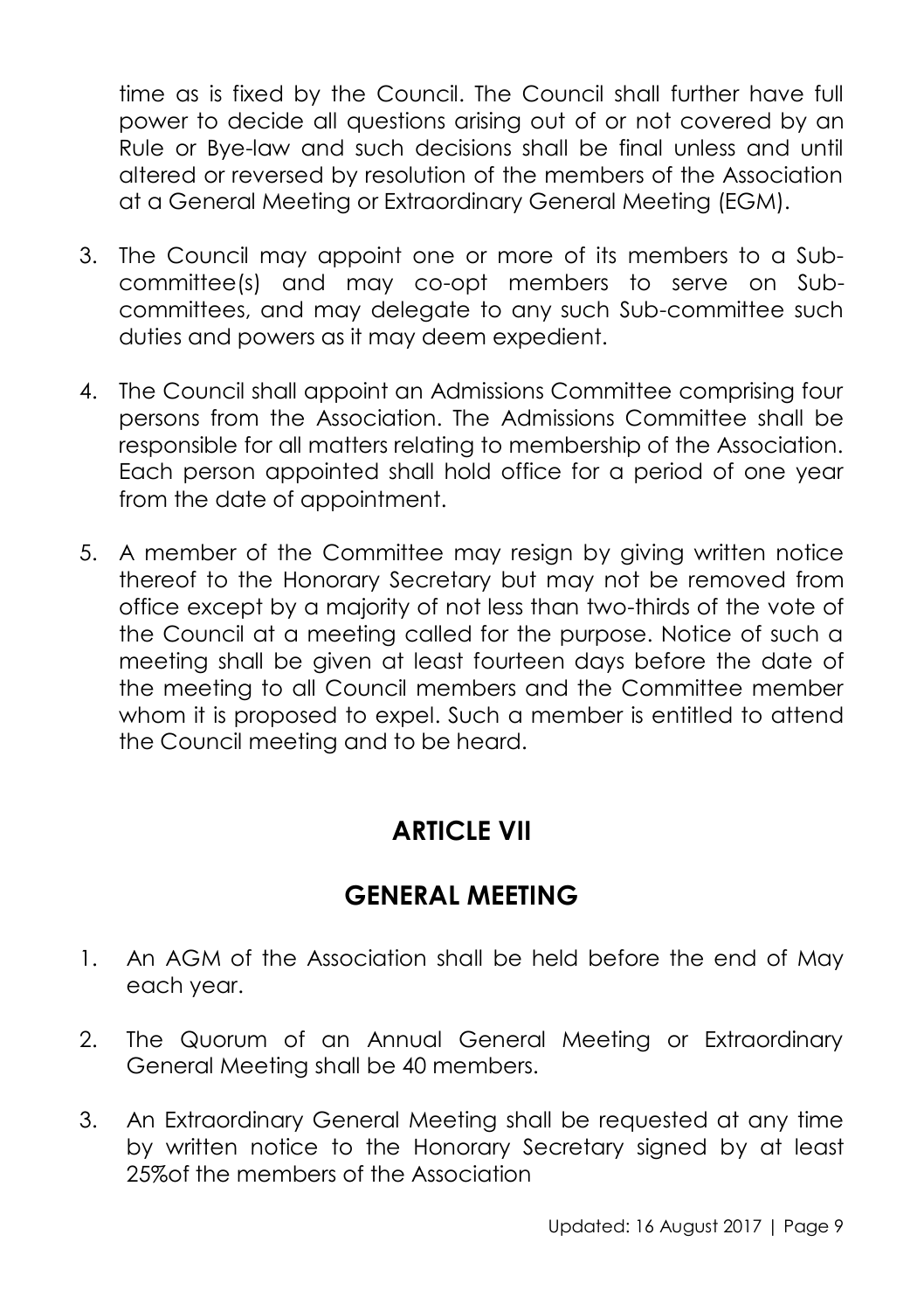time as is fixed by the Council. The Council shall further have full power to decide all questions arising out of or not covered by an Rule or Bye-law and such decisions shall be final unless and until altered or reversed by resolution of the members of the Association at a General Meeting or Extraordinary General Meeting (EGM).

3. The Council may appoint one or more of its members to a Sub-committee(s) and may co-opt members to serve on Sub-committees, and may delegate to any such Sub-committee such duties and powers as it may deem expedient.

4. The Council shall appoint an Admissions Committee comprising four persons from the Association. The Admissions Committee shall be responsible for all matters relating to membership of the Association. Each person appointed shall hold office for a period of one year from the date of appointment.

5. A member of the Committee may resign by giving written notice thereof to the Honorary Secretary but may not be removed from office except by a majority of not less than two-thirds of the vote of the Council at a meeting called for the purpose. Notice of such a meeting shall be given at least fourteen days before the date of the meeting to all Council members and the Committee member whom it is proposed to expel. Such a member is entitled to attend the Council meeting and to be heard.

## ARTICLE VII

## GENERAL MEETING

1. An AGM of the Association shall be held before the end of May each year.

2. The Quorum of an Annual General Meeting or Extraordinary General Meeting shall be 40 members.

3. An Extraordinary General Meeting shall be requested at any time by written notice to the Honorary Secretary signed by at least 25%of the members of the Association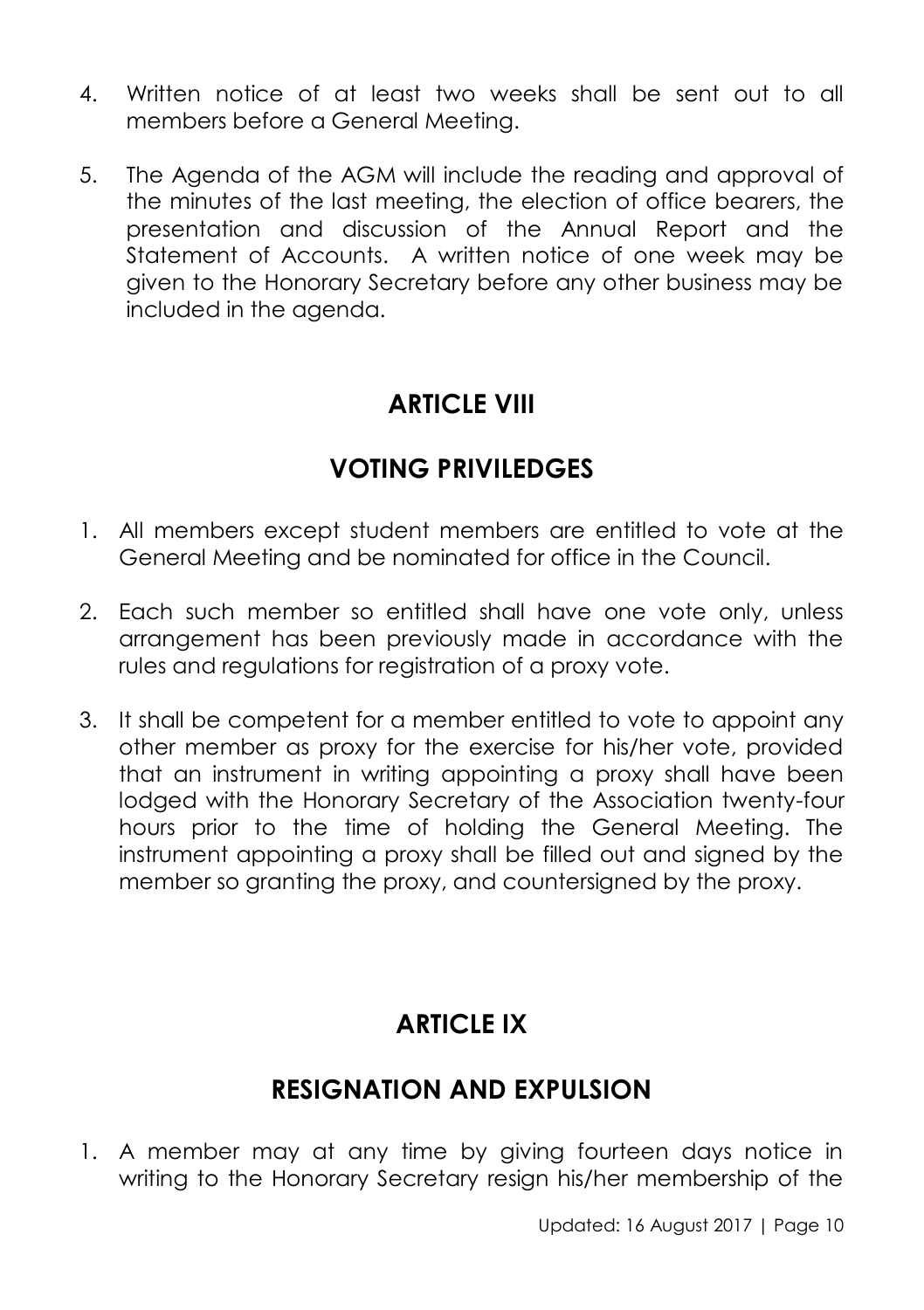4. Written notice of at least two weeks shall be sent out to all members before a General Meeting.

5. The Agenda of the AGM will include the reading and approval of the minutes of the last meeting, the election of office bearers, the presentation and discussion of the Annual Report and the Statement of Accounts. A written notice of one week may be given to the Honorary Secretary before any other business may be included in the agenda.

## ARTICLE VIII

## VOTING PRIVILEDGES

1. All members except student members are entitled to vote at the General Meeting and be nominated for office in the Council.

2. Each such member so entitled shall have one vote only, unless arrangement has been previously made in accordance with the rules and regulations for registration of a proxy vote.

3. It shall be competent for a member entitled to vote to appoint any other member as proxy for the exercise for his/her vote, provided that an instrument in writing appointing a proxy shall have been lodged with the Honorary Secretary of the Association twenty-four hours prior to the time of holding the General Meeting. The instrument appointing a proxy shall be filled out and signed by the member so granting the proxy, and countersigned by the proxy.

## ARTICLE IX

## RESIGNATION AND EXPULSION

1. A member may at any time by giving fourteen days notice in writing to the Honorary Secretary resign his/her membership of the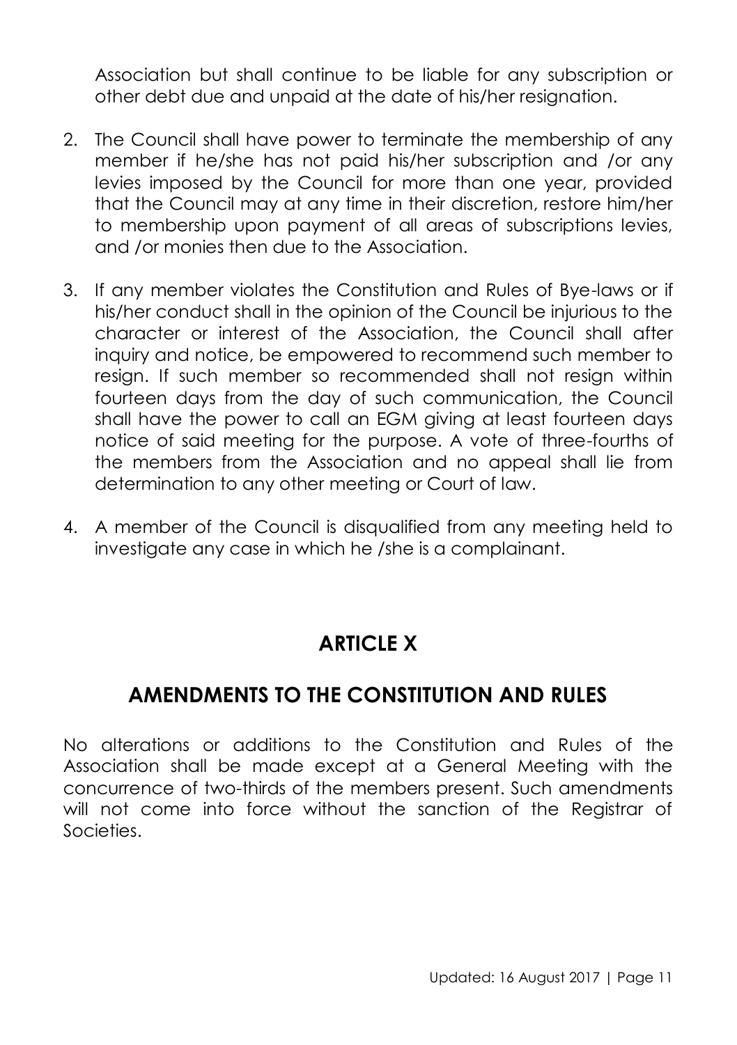Association but shall continue to be liable for any subscription or other debt due and unpaid at the date of his/her resignation.

2. The Council shall have power to terminate the membership of any member if he/she has not paid his/her subscription and /or any levies imposed by the Council for more than one year, provided that the Council may at any time in their discretion, restore him/her to membership upon payment of all areas of subscriptions levies, and /or monies then due to the Association.

3. If any member violates the Constitution and Rules of Bye-laws or if his/her conduct shall in the opinion of the Council be injurious to the character or interest of the Association, the Council shall after inquiry and notice, be empowered to recommend such member to resign. If such member so recommended shall not resign within fourteen days from the day of such communication, the Council shall have the power to call an EGM giving at least fourteen days notice of said meeting for the purpose. A vote of three-fourths of the members from the Association and no appeal shall lie from determination to any other meeting or Court of law.

4. A member of the Council is disqualified from any meeting held to investigate any case in which he /she is a complainant.

## ARTICLE X

## AMENDMENTS TO THE CONSTITUTION AND RULES

No alterations or additions to the Constitution and Rules of the Association shall be made except at a General Meeting with the concurrence of two-thirds of the members present. Such amendments will not come into force without the sanction of the Registrar of Societies.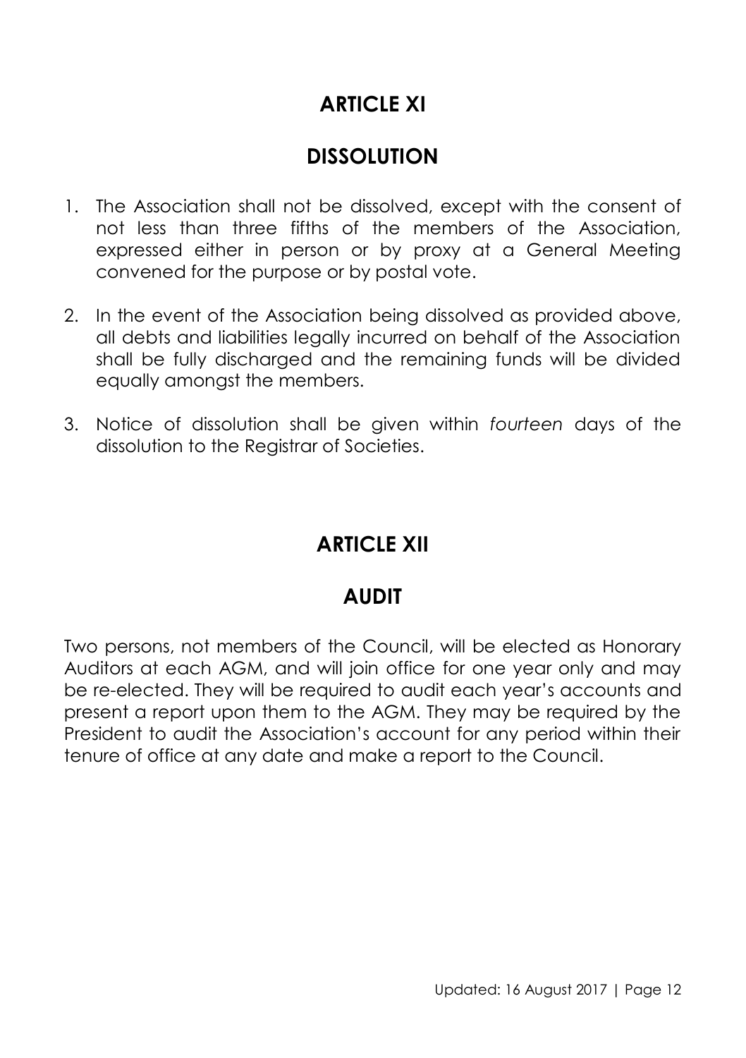## ARTICLE XI

## DISSOLUTION

1. The Association shall not be dissolved, except with the consent of not less than three fifths of the members of the Association, expressed either in person or by proxy at a General Meeting convened for the purpose or by postal vote.

2. In the event of the Association being dissolved as provided above, all debts and liabilities legally incurred on behalf of the Association shall be fully discharged and the remaining funds will be divided equally amongst the members.

3. Notice of dissolution shall be given within *fourteen* days of the dissolution to the Registrar of Societies.

## ARTICLE XII

## AUDIT

Two persons, not members of the Council, will be elected as Honorary Auditors at each AGM, and will join office for one year only and may be re-elected. They will be required to audit each year's accounts and present a report upon them to the AGM. They may be required by the President to audit the Association's account for any period within their tenure of office at any date and make a report to the Council.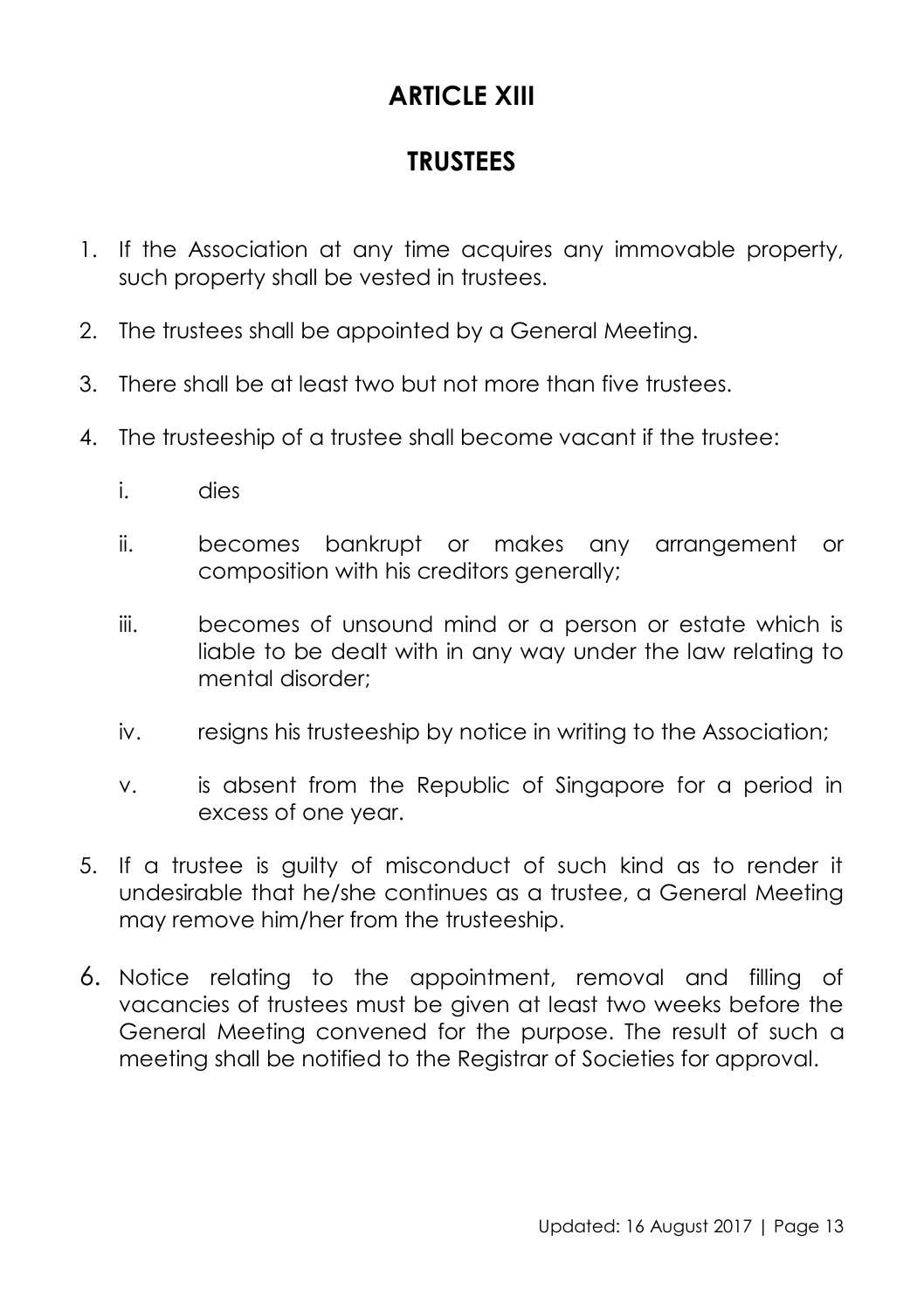# ARTICLE XIII

## TRUSTEES

1. If the Association at any time acquires any immovable property, such property shall be vested in trustees.

2. The trustees shall be appointed by a General Meeting.

3. There shall be at least two but not more than five trustees.

4. The trusteeship of a trustee shall become vacant if the trustee:

   i. dies

   ii. becomes bankrupt or makes any arrangement or composition with his creditors generally;

   iii. becomes of unsound mind or a person or estate which is liable to be dealt with in any way under the law relating to mental disorder;

   iv. resigns his trusteeship by notice in writing to the Association;

   v. is absent from the Republic of Singapore for a period in excess of one year.

5. If a trustee is guilty of misconduct of such kind as to render it undesirable that he/she continues as a trustee, a General Meeting may remove him/her from the trusteeship.

6. Notice relating to the appointment, removal and filling of vacancies of trustees must be given at least two weeks before the General Meeting convened for the purpose. The result of such a meeting shall be notified to the Registrar of Societies for approval.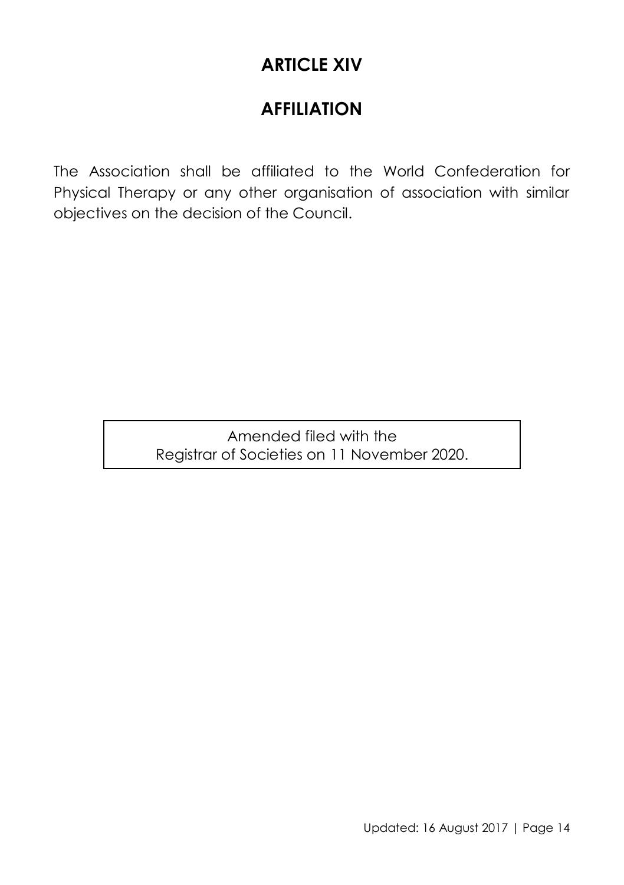# ARTICLE XIV

# AFFILIATION

The Association shall be affiliated to the World Confederation for Physical Therapy or any other organisation of association with similar objectives on the decision of the Council.

| |
|---|
| Amended filed with the Registrar of Societies on 11 November 2020. |